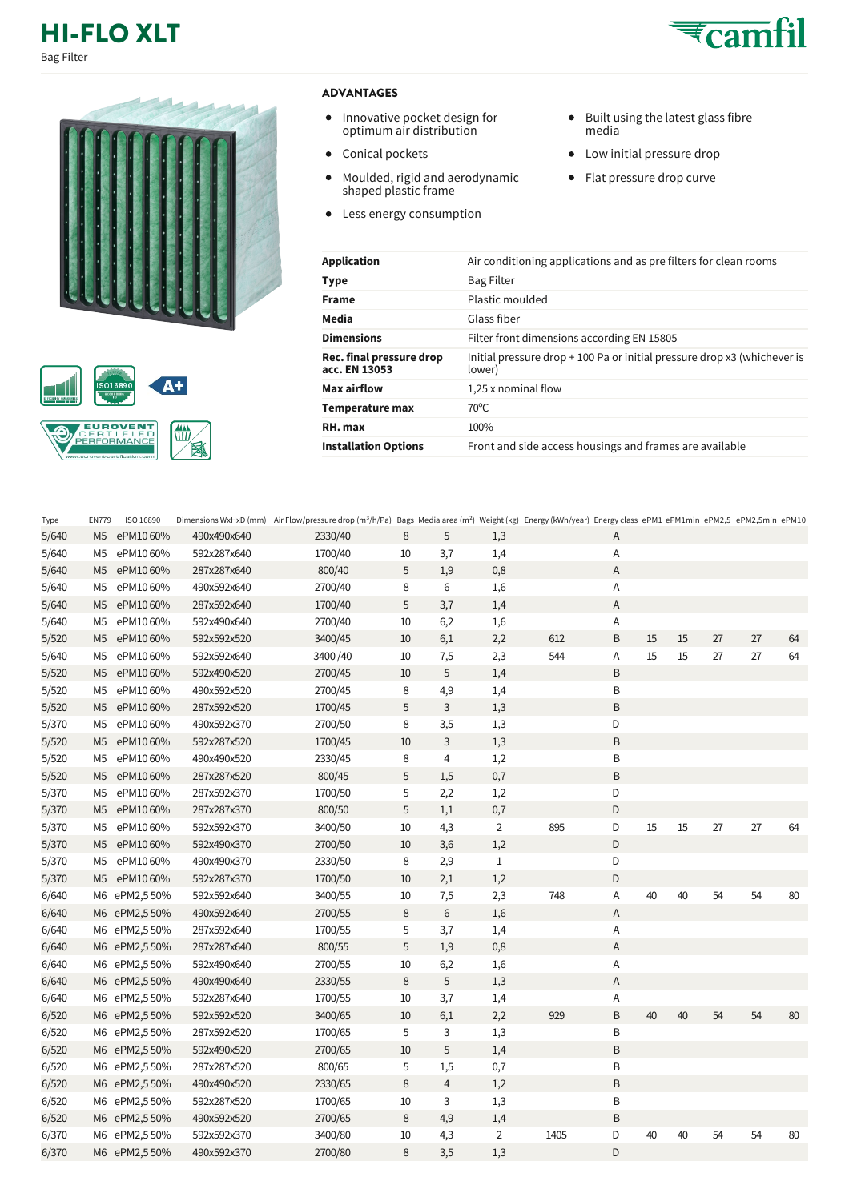# HI-FLO XLT

Bag Filter

## ADVANTAGES

- Innovative pocket design for optimum air distribution
- Conical pockets
- Moulded, rigid and aerodynamic shaped plastic frame
- Less energy consumption
- Built using the latest glass fibre media
- Low initial pressure drop
- Flat pressure drop curve

| | |
|---|---|
| **Application** | Air conditioning applications and as pre filters for clean rooms |
| **Type** | Bag Filter |
| **Frame** | Plastic moulded |
| **Media** | Glass fiber |
| **Dimensions** | Filter front dimensions according EN 15805 |
| **Rec. final pressure drop acc. EN 13053** | Initial pressure drop + 100 Pa or initial pressure drop x3 (whichever is lower) |
| **Max airflow** | 1,25 x nominal flow |
| **Temperature max** | 70°C |
| **RH. max** | 100% |
| **Installation Options** | Front and side access housings and frames are available |

| Type | EN779 | ISO 16890 | Dimensions WxHxD (mm) | Air Flow/pressure drop (m³/h/Pa) | Bags | Media area (m²) | Weight (kg) | Energy (kWh/year) | Energy class | ePM1 | ePM1min | ePM2,5 | ePM2,5min | ePM10 |
|---|---|---|---|---|---|---|---|---|---|---|---|---|---|---|
| 5/640 | M5 | ePM10 60% | 490x490x640 | 2330/40 | 8 | 5 | 1,3 | | A | | | | | |
| 5/640 | M5 | ePM10 60% | 592x287x640 | 1700/40 | 10 | 3,7 | 1,4 | | A | | | | | |
| 5/640 | M5 | ePM10 60% | 287x287x640 | 800/40 | 5 | 1,9 | 0,8 | | A | | | | | |
| 5/640 | M5 | ePM10 60% | 490x592x640 | 2700/40 | 8 | 6 | 1,6 | | A | | | | | |
| 5/640 | M5 | ePM10 60% | 287x592x640 | 1700/40 | 5 | 3,7 | 1,4 | | A | | | | | |
| 5/640 | M5 | ePM10 60% | 592x490x640 | 2700/40 | 10 | 6,2 | 1,6 | | A | | | | | |
| 5/520 | M5 | ePM10 60% | 592x592x520 | 3400/45 | 10 | 6,1 | 2,2 | 612 | B | 15 | 15 | 27 | 27 | 64 |
| 5/640 | M5 | ePM10 60% | 592x592x640 | 3400 /40 | 10 | 7,5 | 2,3 | 544 | A | 15 | 15 | 27 | 27 | 64 |
| 5/520 | M5 | ePM10 60% | 592x490x520 | 2700/45 | 10 | 5 | 1,4 | | B | | | | | |
| 5/520 | M5 | ePM10 60% | 490x592x520 | 2700/45 | 8 | 4,9 | 1,4 | | B | | | | | |
| 5/520 | M5 | ePM10 60% | 287x592x520 | 1700/45 | 5 | 3 | 1,3 | | B | | | | | |
| 5/370 | M5 | ePM10 60% | 490x592x370 | 2700/50 | 8 | 3,5 | 1,3 | | D | | | | | |
| 5/520 | M5 | ePM10 60% | 592x287x520 | 1700/45 | 10 | 3 | 1,3 | | B | | | | | |
| 5/520 | M5 | ePM10 60% | 490x490x520 | 2330/45 | 8 | 4 | 1,2 | | B | | | | | |
| 5/520 | M5 | ePM10 60% | 287x287x520 | 800/45 | 5 | 1,5 | 0,7 | | B | | | | | |
| 5/370 | M5 | ePM10 60% | 287x592x370 | 1700/50 | 5 | 2,2 | 1,2 | | D | | | | | |
| 5/370 | M5 | ePM10 60% | 287x287x370 | 800/50 | 5 | 1,1 | 0,7 | | D | | | | | |
| 5/370 | M5 | ePM10 60% | 592x592x370 | 3400/50 | 10 | 4,3 | 2 | 895 | D | 15 | 15 | 27 | 27 | 64 |
| 5/370 | M5 | ePM10 60% | 592x490x370 | 2700/50 | 10 | 3,6 | 1,2 | | D | | | | | |
| 5/370 | M5 | ePM10 60% | 490x490x370 | 2330/50 | 8 | 2,9 | 1 | | D | | | | | |
| 5/370 | M5 | ePM10 60% | 592x287x370 | 1700/50 | 10 | 2,1 | 1,2 | | D | | | | | |
| 6/640 | M6 | ePM2,5 50% | 592x592x640 | 3400/55 | 10 | 7,5 | 2,3 | 748 | A | 40 | 40 | 54 | 54 | 80 |
| 6/640 | M6 | ePM2,5 50% | 490x592x640 | 2700/55 | 8 | 6 | 1,6 | | A | | | | | |
| 6/640 | M6 | ePM2,5 50% | 287x592x640 | 1700/55 | 5 | 3,7 | 1,4 | | A | | | | | |
| 6/640 | M6 | ePM2,5 50% | 287x287x640 | 800/55 | 5 | 1,9 | 0,8 | | A | | | | | |
| 6/640 | M6 | ePM2,5 50% | 592x490x640 | 2700/55 | 10 | 6,2 | 1,6 | | A | | | | | |
| 6/640 | M6 | ePM2,5 50% | 490x490x640 | 2330/55 | 8 | 5 | 1,3 | | A | | | | | |
| 6/640 | M6 | ePM2,5 50% | 592x287x640 | 1700/55 | 10 | 3,7 | 1,4 | | A | | | | | |
| 6/520 | M6 | ePM2,5 50% | 592x592x520 | 3400/65 | 10 | 6,1 | 2,2 | 929 | B | 40 | 40 | 54 | 54 | 80 |
| 6/520 | M6 | ePM2,5 50% | 287x592x520 | 1700/65 | 5 | 3 | 1,3 | | B | | | | | |
| 6/520 | M6 | ePM2,5 50% | 592x490x520 | 2700/65 | 10 | 5 | 1,4 | | B | | | | | |
| 6/520 | M6 | ePM2,5 50% | 287x287x520 | 800/65 | 5 | 1,5 | 0,7 | | B | | | | | |
| 6/520 | M6 | ePM2,5 50% | 490x490x520 | 2330/65 | 8 | 4 | 1,2 | | B | | | | | |
| 6/520 | M6 | ePM2,5 50% | 592x287x520 | 1700/65 | 10 | 3 | 1,3 | | B | | | | | |
| 6/520 | M6 | ePM2,5 50% | 490x592x520 | 2700/65 | 8 | 4,9 | 1,4 | | B | | | | | |
| 6/370 | M6 | ePM2,5 50% | 592x592x370 | 3400/80 | 10 | 4,3 | 2 | 1405 | D | 40 | 40 | 54 | 54 | 80 |
| 6/370 | M6 | ePM2,5 50% | 490x592x370 | 2700/80 | 8 | 3,5 | 1,3 | | D | | | | | |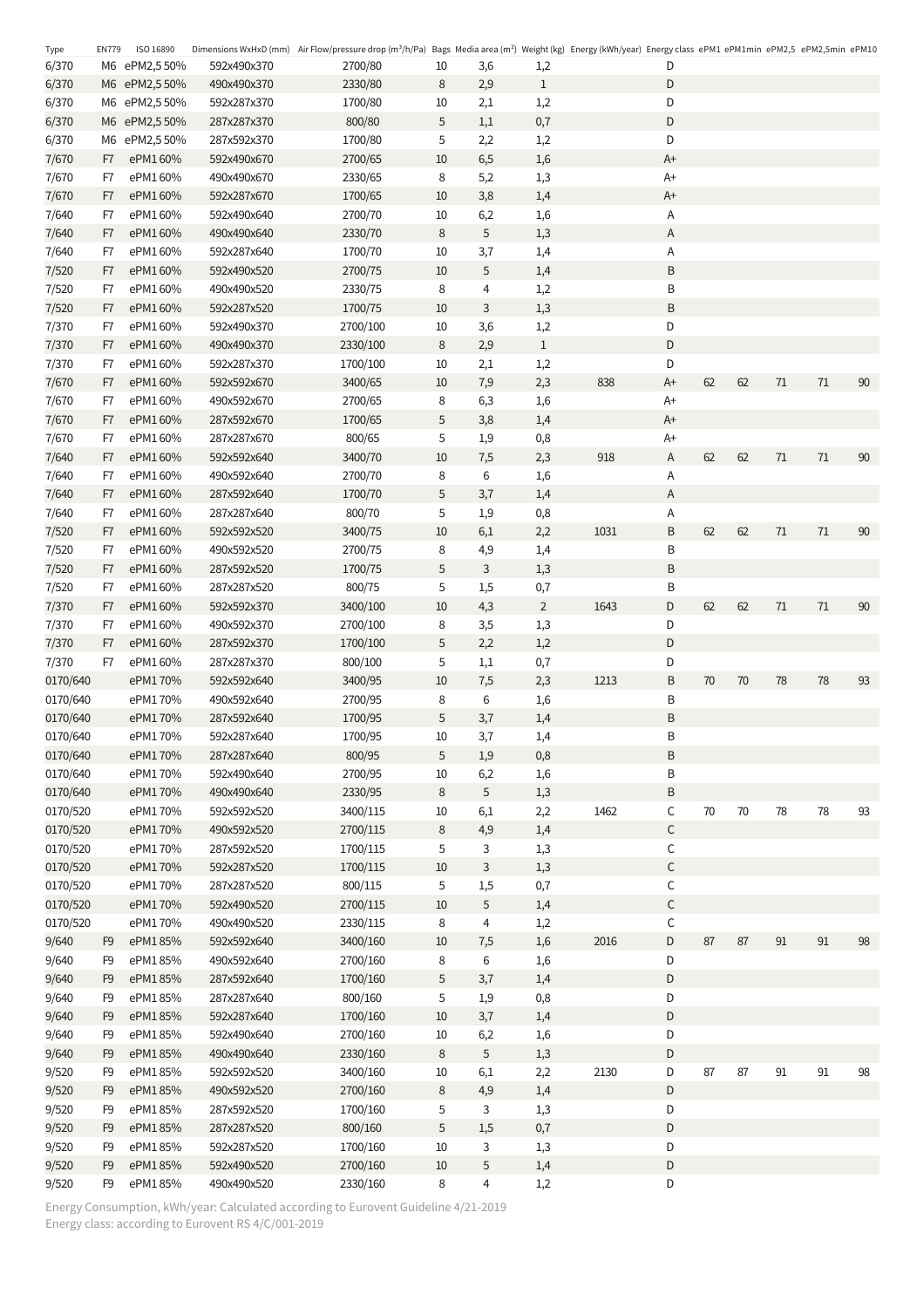| Type | EN779 | ISO 16890 | Dimensions WxHxD (mm) | Air Flow/pressure drop ($m^3$/h/Pa) | Bags | Media area ($m^2$) | Weight (kg) | Energy (kWh/year) | Energy class | ePM1 | ePM1min | ePM2,5 | ePM2,5min | ePM10 |
|---|---|---|---|---|---|---|---|---|---|---|---|---|---|---|
| 6/370 | M6 | ePM2,5 50% | 592x490x370 | 2700/80 | 10 | 3,6 | 1,2 | | D | | | | | |
| 6/370 | M6 | ePM2,5 50% | 490x490x370 | 2330/80 | 8 | 2,9 | 1 | | D | | | | | |
| 6/370 | M6 | ePM2,5 50% | 592x287x370 | 1700/80 | 10 | 2,1 | 1,2 | | D | | | | | |
| 6/370 | M6 | ePM2,5 50% | 287x287x370 | 800/80 | 5 | 1,1 | 0,7 | | D | | | | | |
| 6/370 | M6 | ePM2,5 50% | 287x592x370 | 1700/80 | 5 | 2,2 | 1,2 | | D | | | | | |
| 7/670 | F7 | ePM1 60% | 592x490x670 | 2700/65 | 10 | 6,5 | 1,6 | | A+ | | | | | |
| 7/670 | F7 | ePM1 60% | 490x490x670 | 2330/65 | 8 | 5,2 | 1,3 | | A+ | | | | | |
| 7/670 | F7 | ePM1 60% | 592x287x670 | 1700/65 | 10 | 3,8 | 1,4 | | A+ | | | | | |
| 7/640 | F7 | ePM1 60% | 592x490x640 | 2700/70 | 10 | 6,2 | 1,6 | | A | | | | | |
| 7/640 | F7 | ePM1 60% | 490x490x640 | 2330/70 | 8 | 5 | 1,3 | | A | | | | | |
| 7/640 | F7 | ePM1 60% | 592x287x640 | 1700/70 | 10 | 3,7 | 1,4 | | A | | | | | |
| 7/520 | F7 | ePM1 60% | 592x490x520 | 2700/75 | 10 | 5 | 1,4 | | B | | | | | |
| 7/520 | F7 | ePM1 60% | 490x490x520 | 2330/75 | 8 | 4 | 1,2 | | B | | | | | |
| 7/520 | F7 | ePM1 60% | 592x287x520 | 1700/75 | 10 | 3 | 1,3 | | B | | | | | |
| 7/370 | F7 | ePM1 60% | 592x490x370 | 2700/100 | 10 | 3,6 | 1,2 | | D | | | | | |
| 7/370 | F7 | ePM1 60% | 490x490x370 | 2330/100 | 8 | 2,9 | 1 | | D | | | | | |
| 7/370 | F7 | ePM1 60% | 592x287x370 | 1700/100 | 10 | 2,1 | 1,2 | | D | | | | | |
| 7/670 | F7 | ePM1 60% | 592x592x670 | 3400/65 | 10 | 7,9 | 2,3 | 838 | A+ | 62 | 62 | 71 | 71 | 90 |
| 7/670 | F7 | ePM1 60% | 490x592x670 | 2700/65 | 8 | 6,3 | 1,6 | | A+ | | | | | |
| 7/670 | F7 | ePM1 60% | 287x592x670 | 1700/65 | 5 | 3,8 | 1,4 | | A+ | | | | | |
| 7/670 | F7 | ePM1 60% | 287x287x670 | 800/65 | 5 | 1,9 | 0,8 | | A+ | | | | | |
| 7/640 | F7 | ePM1 60% | 592x592x640 | 3400/70 | 10 | 7,5 | 2,3 | 918 | A | 62 | 62 | 71 | 71 | 90 |
| 7/640 | F7 | ePM1 60% | 490x592x640 | 2700/70 | 8 | 6 | 1,6 | | A | | | | | |
| 7/640 | F7 | ePM1 60% | 287x592x640 | 1700/70 | 5 | 3,7 | 1,4 | | A | | | | | |
| 7/640 | F7 | ePM1 60% | 287x287x640 | 800/70 | 5 | 1,9 | 0,8 | | A | | | | | |
| 7/520 | F7 | ePM1 60% | 592x592x520 | 3400/75 | 10 | 6,1 | 2,2 | 1031 | B | 62 | 62 | 71 | 71 | 90 |
| 7/520 | F7 | ePM1 60% | 490x592x520 | 2700/75 | 8 | 4,9 | 1,4 | | B | | | | | |
| 7/520 | F7 | ePM1 60% | 287x592x520 | 1700/75 | 5 | 3 | 1,3 | | B | | | | | |
| 7/520 | F7 | ePM1 60% | 287x287x520 | 800/75 | 5 | 1,5 | 0,7 | | B | | | | | |
| 7/370 | F7 | ePM1 60% | 592x592x370 | 3400/100 | 10 | 4,3 | 2 | 1643 | D | 62 | 62 | 71 | 71 | 90 |
| 7/370 | F7 | ePM1 60% | 490x592x370 | 2700/100 | 8 | 3,5 | 1,3 | | D | | | | | |
| 7/370 | F7 | ePM1 60% | 287x592x370 | 1700/100 | 5 | 2,2 | 1,2 | | D | | | | | |
| 7/370 | F7 | ePM1 60% | 287x287x370 | 800/100 | 5 | 1,1 | 0,7 | | D | | | | | |
| 0170/640 | | ePM1 70% | 592x592x640 | 3400/95 | 10 | 7,5 | 2,3 | 1213 | B | 70 | 70 | 78 | 78 | 93 |
| 0170/640 | | ePM1 70% | 490x592x640 | 2700/95 | 8 | 6 | 1,6 | | B | | | | | |
| 0170/640 | | ePM1 70% | 287x592x640 | 1700/95 | 5 | 3,7 | 1,4 | | B | | | | | |
| 0170/640 | | ePM1 70% | 592x287x640 | 1700/95 | 10 | 3,7 | 1,4 | | B | | | | | |
| 0170/640 | | ePM1 70% | 287x287x640 | 800/95 | 5 | 1,9 | 0,8 | | B | | | | | |
| 0170/640 | | ePM1 70% | 592x490x640 | 2700/95 | 10 | 6,2 | 1,6 | | B | | | | | |
| 0170/640 | | ePM1 70% | 490x490x640 | 2330/95 | 8 | 5 | 1,3 | | B | | | | | |
| 0170/520 | | ePM1 70% | 592x592x520 | 3400/115 | 10 | 6,1 | 2,2 | 1462 | C | 70 | 70 | 78 | 78 | 93 |
| 0170/520 | | ePM1 70% | 490x592x520 | 2700/115 | 8 | 4,9 | 1,4 | | C | | | | | |
| 0170/520 | | ePM1 70% | 287x592x520 | 1700/115 | 5 | 3 | 1,3 | | C | | | | | |
| 0170/520 | | ePM1 70% | 592x287x520 | 1700/115 | 10 | 3 | 1,3 | | C | | | | | |
| 0170/520 | | ePM1 70% | 287x287x520 | 800/115 | 5 | 1,5 | 0,7 | | C | | | | | |
| 0170/520 | | ePM1 70% | 592x490x520 | 2700/115 | 10 | 5 | 1,4 | | C | | | | | |
| 0170/520 | | ePM1 70% | 490x490x520 | 2330/115 | 8 | 4 | 1,2 | | C | | | | | |
| 9/640 | F9 | ePM1 85% | 592x592x640 | 3400/160 | 10 | 7,5 | 1,6 | 2016 | D | 87 | 87 | 91 | 91 | 98 |
| 9/640 | F9 | ePM1 85% | 490x592x640 | 2700/160 | 8 | 6 | 1,6 | | D | | | | | |
| 9/640 | F9 | ePM1 85% | 287x592x640 | 1700/160 | 5 | 3,7 | 1,4 | | D | | | | | |
| 9/640 | F9 | ePM1 85% | 287x287x640 | 800/160 | 5 | 1,9 | 0,8 | | D | | | | | |
| 9/640 | F9 | ePM1 85% | 592x287x640 | 1700/160 | 10 | 3,7 | 1,4 | | D | | | | | |
| 9/640 | F9 | ePM1 85% | 592x490x640 | 2700/160 | 10 | 6,2 | 1,6 | | D | | | | | |
| 9/640 | F9 | ePM1 85% | 490x490x640 | 2330/160 | 8 | 5 | 1,3 | | D | | | | | |
| 9/520 | F9 | ePM1 85% | 592x592x520 | 3400/160 | 10 | 6,1 | 2,2 | 2130 | D | 87 | 87 | 91 | 91 | 98 |
| 9/520 | F9 | ePM1 85% | 490x592x520 | 2700/160 | 8 | 4,9 | 1,4 | | D | | | | | |
| 9/520 | F9 | ePM1 85% | 287x592x520 | 1700/160 | 5 | 3 | 1,3 | | D | | | | | |
| 9/520 | F9 | ePM1 85% | 287x287x520 | 800/160 | 5 | 1,5 | 0,7 | | D | | | | | |
| 9/520 | F9 | ePM1 85% | 592x287x520 | 1700/160 | 10 | 3 | 1,3 | | D | | | | | |
| 9/520 | F9 | ePM1 85% | 592x490x520 | 2700/160 | 10 | 5 | 1,4 | | D | | | | | |
| 9/520 | F9 | ePM1 85% | 490x490x520 | 2330/160 | 8 | 4 | 1,2 | | D | | | | | |

Energy Consumption, kWh/year: Calculated according to Eurovent Guideline 4/21-2019
Energy class: according to Eurovent RS 4/C/001-2019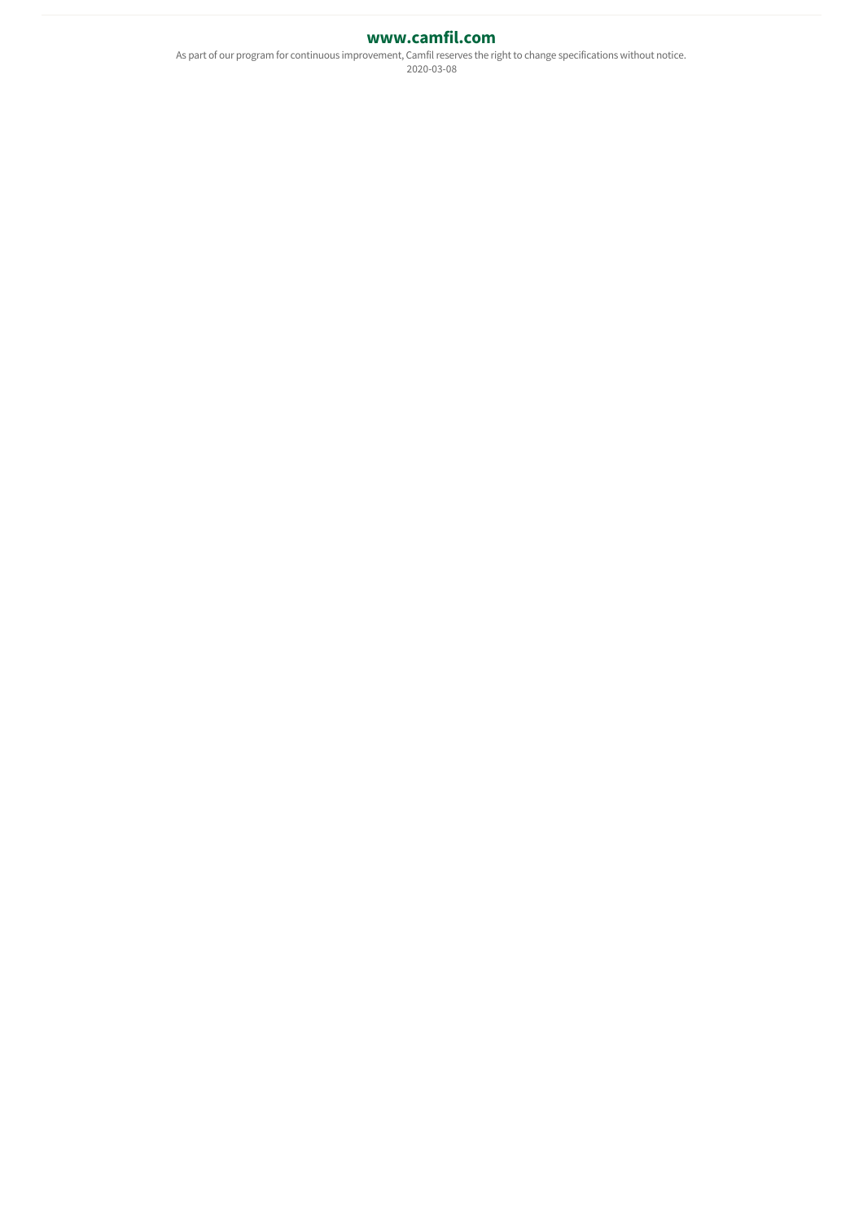**www.camfil.com**

As part of our program for continuous improvement, Camfil reserves the right to change specifications without notice.

2020-03-08